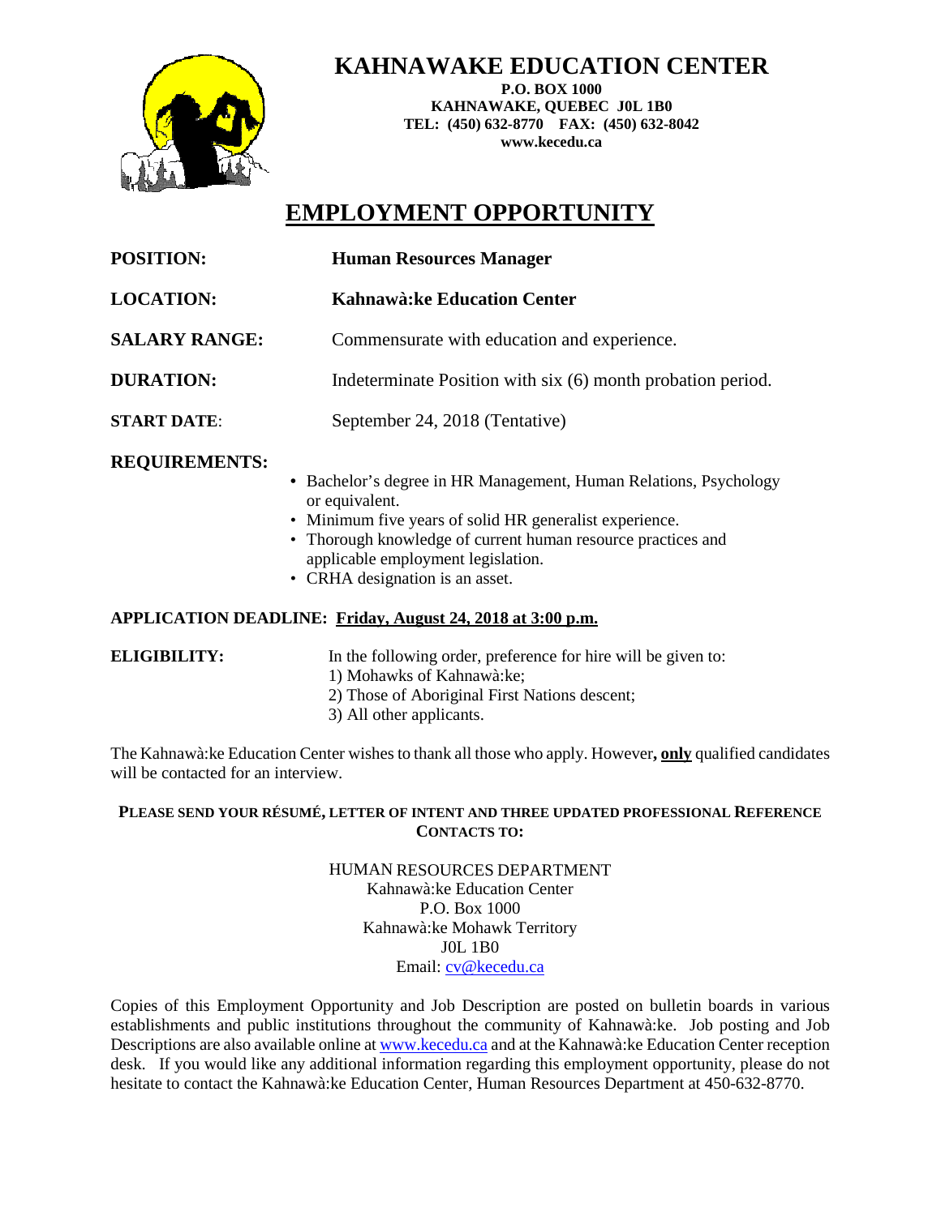# KAHNAWAKE EDUCATION CENTER

**P.O. BOX 1000**
**KAHNAWAKE, QUEBEC J0L 1B0**
**TEL: (450) 632-8770 FAX: (450) 632-8042**
**www.kecedu.ca**

## EMPLOYMENT OPPORTUNITY

**POSITION:** **Human Resources Manager**

**LOCATION:** **Kahnawà:ke Education Center**

**SALARY RANGE:** Commensurate with education and experience.

**DURATION:** Indeterminate Position with six (6) month probation period.

**START DATE:** September 24, 2018 (Tentative)

**REQUIREMENTS:**

- Bachelor's degree in HR Management, Human Relations, Psychology or equivalent.
- Minimum five years of solid HR generalist experience.
- Thorough knowledge of current human resource practices and applicable employment legislation.
- CRHA designation is an asset.

**APPLICATION DEADLINE: Friday, August 24, 2018 at 3:00 p.m.**

**ELIGIBILITY:** In the following order, preference for hire will be given to:
1) Mohawks of Kahnawà:ke;
2) Those of Aboriginal First Nations descent;
3) All other applicants.

The Kahnawà:ke Education Center wishes to thank all those who apply. However**, only** qualified candidates will be contacted for an interview.

**PLEASE SEND YOUR RÉSUMÉ, LETTER OF INTENT AND THREE UPDATED PROFESSIONAL REFERENCE CONTACTS TO:**

HUMAN RESOURCES DEPARTMENT
Kahnawà:ke Education Center
P.O. Box 1000
Kahnawà:ke Mohawk Territory
J0L 1B0
Email: cv@kecedu.ca

Copies of this Employment Opportunity and Job Description are posted on bulletin boards in various establishments and public institutions throughout the community of Kahnawà:ke. Job posting and Job Descriptions are also available online at www.kecedu.ca and at the Kahnawà:ke Education Center reception desk. If you would like any additional information regarding this employment opportunity, please do not hesitate to contact the Kahnawà:ke Education Center, Human Resources Department at 450-632-8770.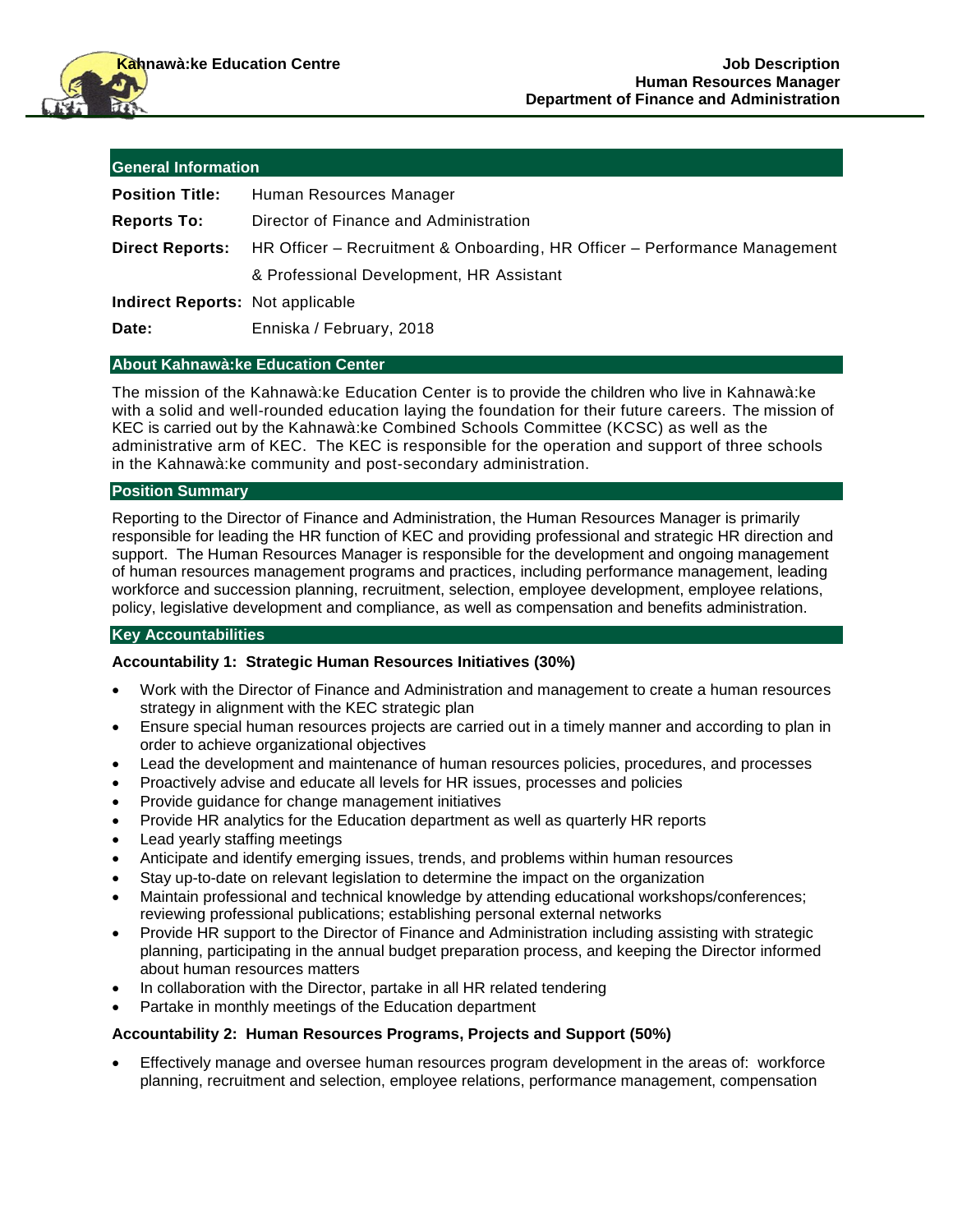## General Information

**Position Title:** Human Resources Manager

**Reports To:** Director of Finance and Administration

**Direct Reports:** HR Officer – Recruitment & Onboarding, HR Officer – Performance Management & Professional Development, HR Assistant

**Indirect Reports:** Not applicable

**Date:** Enniska / February, 2018

## About Kahnawà:ke Education Center

The mission of the Kahnawà:ke Education Center is to provide the children who live in Kahnawà:ke with a solid and well-rounded education laying the foundation for their future careers. The mission of KEC is carried out by the Kahnawà:ke Combined Schools Committee (KCSC) as well as the administrative arm of KEC. The KEC is responsible for the operation and support of three schools in the Kahnawà:ke community and post-secondary administration.

## Position Summary

Reporting to the Director of Finance and Administration, the Human Resources Manager is primarily responsible for leading the HR function of KEC and providing professional and strategic HR direction and support. The Human Resources Manager is responsible for the development and ongoing management of human resources management programs and practices, including performance management, leading workforce and succession planning, recruitment, selection, employee development, employee relations, policy, legislative development and compliance, as well as compensation and benefits administration.

## Key Accountabilities

### Accountability 1: Strategic Human Resources Initiatives (30%)

- Work with the Director of Finance and Administration and management to create a human resources strategy in alignment with the KEC strategic plan
- Ensure special human resources projects are carried out in a timely manner and according to plan in order to achieve organizational objectives
- Lead the development and maintenance of human resources policies, procedures, and processes
- Proactively advise and educate all levels for HR issues, processes and policies
- Provide guidance for change management initiatives
- Provide HR analytics for the Education department as well as quarterly HR reports
- Lead yearly staffing meetings
- Anticipate and identify emerging issues, trends, and problems within human resources
- Stay up-to-date on relevant legislation to determine the impact on the organization
- Maintain professional and technical knowledge by attending educational workshops/conferences; reviewing professional publications; establishing personal external networks
- Provide HR support to the Director of Finance and Administration including assisting with strategic planning, participating in the annual budget preparation process, and keeping the Director informed about human resources matters
- In collaboration with the Director, partake in all HR related tendering
- Partake in monthly meetings of the Education department

### Accountability 2: Human Resources Programs, Projects and Support (50%)

- Effectively manage and oversee human resources program development in the areas of: workforce planning, recruitment and selection, employee relations, performance management, compensation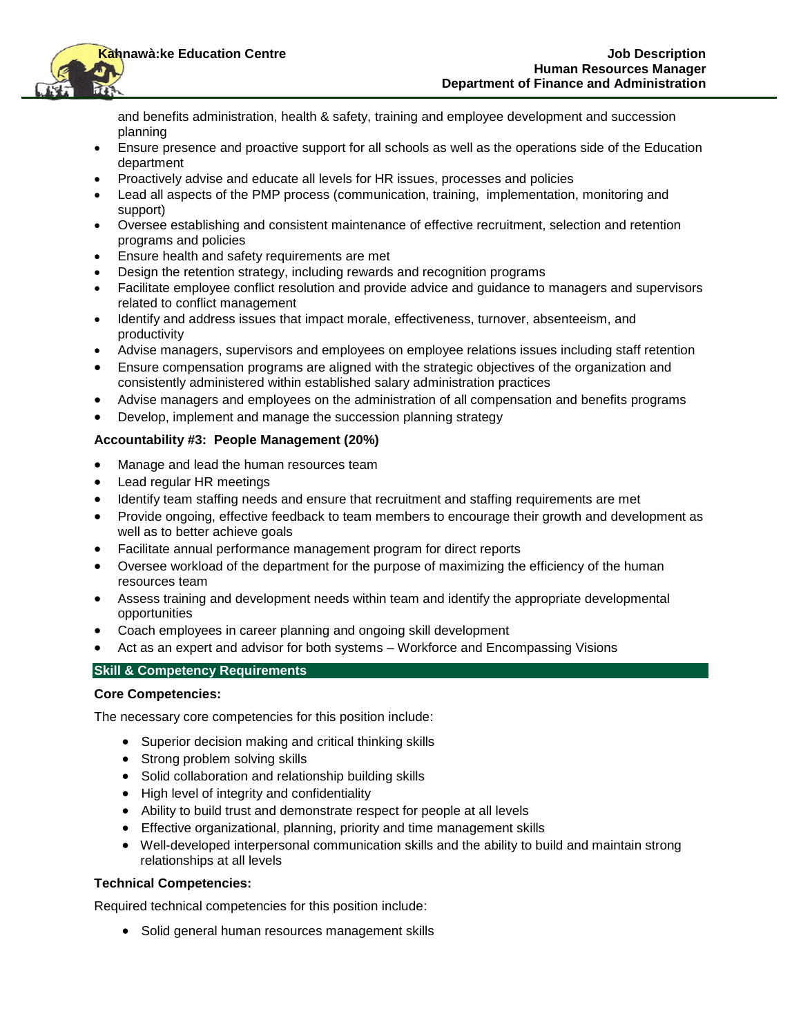and benefits administration, health & safety, training and employee development and succession planning

- Ensure presence and proactive support for all schools as well as the operations side of the Education department
- Proactively advise and educate all levels for HR issues, processes and policies
- Lead all aspects of the PMP process (communication, training, implementation, monitoring and support)
- Oversee establishing and consistent maintenance of effective recruitment, selection and retention programs and policies
- Ensure health and safety requirements are met
- Design the retention strategy, including rewards and recognition programs
- Facilitate employee conflict resolution and provide advice and guidance to managers and supervisors related to conflict management
- Identify and address issues that impact morale, effectiveness, turnover, absenteeism, and productivity
- Advise managers, supervisors and employees on employee relations issues including staff retention
- Ensure compensation programs are aligned with the strategic objectives of the organization and consistently administered within established salary administration practices
- Advise managers and employees on the administration of all compensation and benefits programs
- Develop, implement and manage the succession planning strategy

**Accountability #3: People Management (20%)**

- Manage and lead the human resources team
- Lead regular HR meetings
- Identify team staffing needs and ensure that recruitment and staffing requirements are met
- Provide ongoing, effective feedback to team members to encourage their growth and development as well as to better achieve goals
- Facilitate annual performance management program for direct reports
- Oversee workload of the department for the purpose of maximizing the efficiency of the human resources team
- Assess training and development needs within team and identify the appropriate developmental opportunities
- Coach employees in career planning and ongoing skill development
- Act as an expert and advisor for both systems – Workforce and Encompassing Visions

## Skill & Competency Requirements

**Core Competencies:**

The necessary core competencies for this position include:

- Superior decision making and critical thinking skills
- Strong problem solving skills
- Solid collaboration and relationship building skills
- High level of integrity and confidentiality
- Ability to build trust and demonstrate respect for people at all levels
- Effective organizational, planning, priority and time management skills
- Well-developed interpersonal communication skills and the ability to build and maintain strong relationships at all levels

**Technical Competencies:**

Required technical competencies for this position include:

- Solid general human resources management skills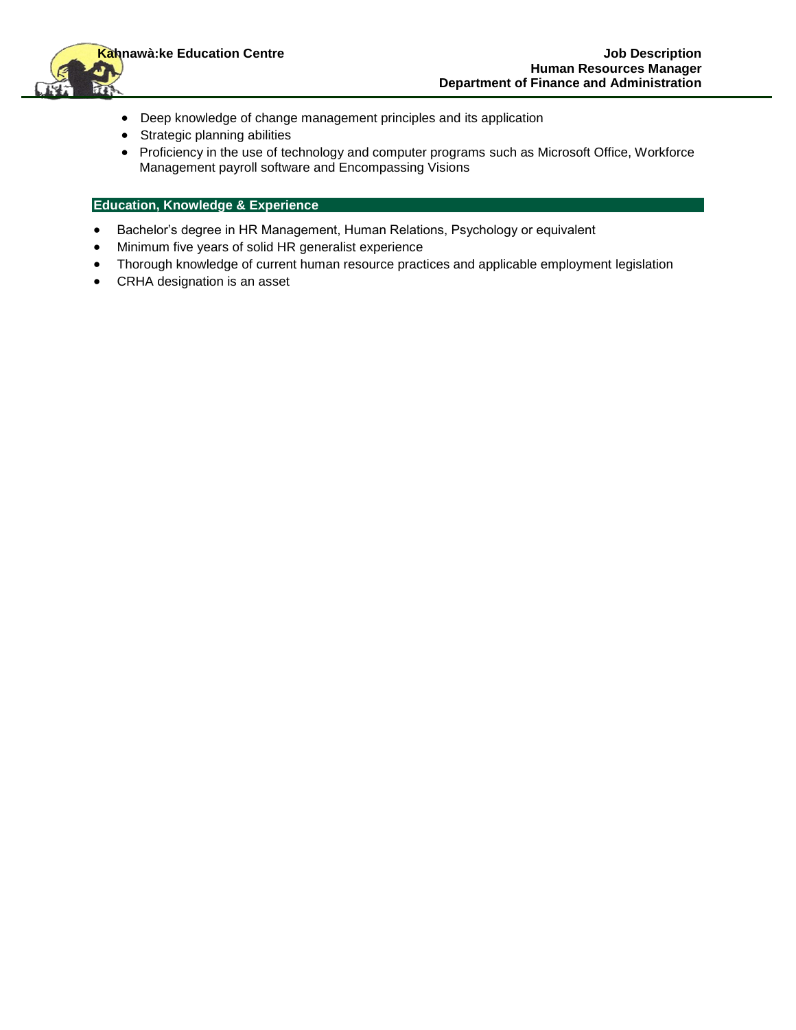- Deep knowledge of change management principles and its application
- Strategic planning abilities
- Proficiency in the use of technology and computer programs such as Microsoft Office, Workforce Management payroll software and Encompassing Visions

## Education, Knowledge & Experience

- Bachelor's degree in HR Management, Human Relations, Psychology or equivalent
- Minimum five years of solid HR generalist experience
- Thorough knowledge of current human resource practices and applicable employment legislation
- CRHA designation is an asset